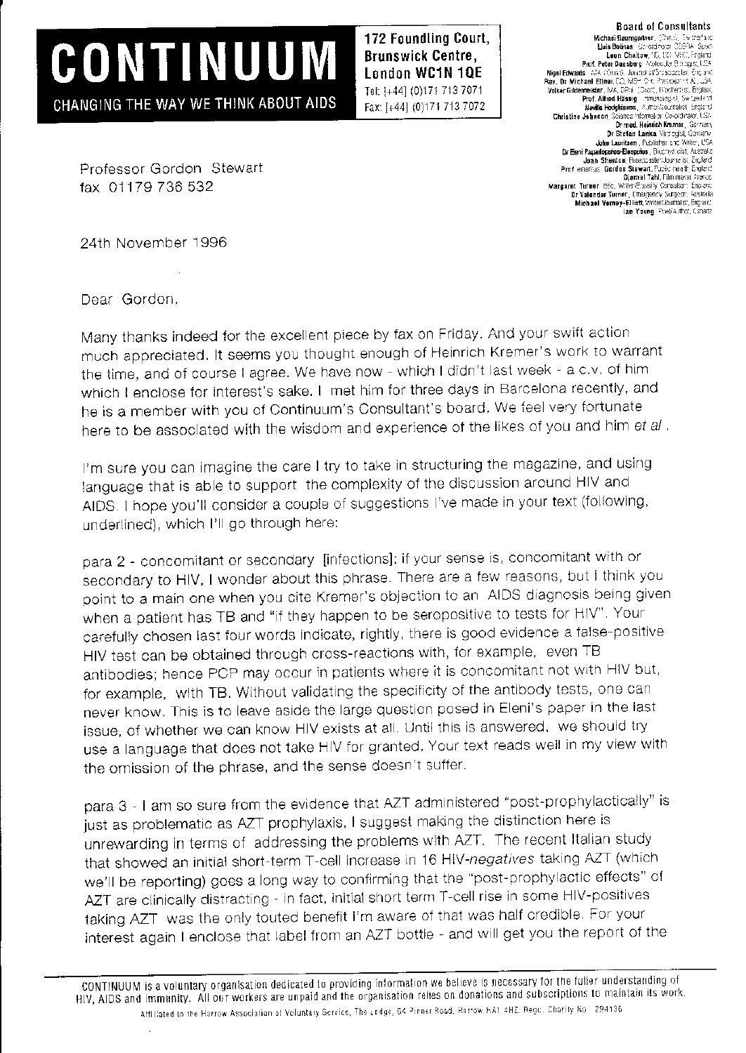# CONTINUUM

CHANGING THE WAY WE THINK ABOUT AIDS

172 Foundling Court,
Brunswick Centre,
London WC1N 1QE
Tel: [+44] (0)171 713 7071
Fax: [+44] (0)171 713 7072

**Board of Consultants**

Michael Baumgartner, (Ch.), Switzerland
Lluis Botinas, Coordinator COSHA, Spain
Leon Chaitow, ND, DO, MRO, England
Prof. Peter Duesberg, Molecular Biologist, USA
Nigel Edwards, MA (Oxon), Journalist/Broadcaster, England
Rev. Dr Michael Ellner, DD, MSH, CH, President HEAL, USA
Volker Gildemeister, MA, Dipl. (Oxon), Wolfheims, England
Prof. Alfred Hässig, Immunologist, Switzerland
Neville Hodgkinson, Author/Journalist, England
Christine Johnson, Science Information Co-ordinator, USA
Dr med. Heinrich Kremer, Germany
Dr Stefan Lanka, Virologist, Germany
John Lauritsen, Publisher and Writer, USA
Dr Eleni Papadopulos-Eleopulos, Biophysicist, Australia
Joan Shenton, Broadcaster/Journalist, England
Prof emeritus Gordon Stewart, Public health, England
Djamel Tahi, Film maker, France
Margaret Turner, BSc, Writer/Equality Consultant, England
Dr Valendar Turner, Emergency Surgeon, Australia
Michael Verney-Elliott, Writer/Journalist, England
Ian Young, Poet/Author, Canada

Professor Gordon Stewart
fax 01179 736 532

24th November 1996

Dear Gordon,

Many thanks indeed for the excellent piece by fax on Friday. And your swift action much appreciated. It seems you thought enough of Heinrich Kremer's work to warrant the time, and of course I agree. We have now - which I didn't last week - a c.v. of him which I enclose for interest's sake. I met him for three days in Barcelona recently, and he is a member with you of Continuum's Consultant's board. We feel very fortunate here to be associated with the wisdom and experience of the likes of you and him *et al*.

I'm sure you can imagine the care I try to take in structuring the magazine, and using language that is able to support the complexity of the discussion around HIV and AIDS. I hope you'll consider a couple of suggestions I've made in your text (following, underlined), which I'll go through here:

para 2 - concomitant or secondary [infections]: if your sense is, concomitant with or secondary to HIV, I wonder about this phrase. There are a few reasons, but I think you point to a main one when you cite Kremer's objection to an AIDS diagnosis being given when a patient has TB and "if they happen to be seropositive to tests for HIV". Your carefully chosen last four words indicate, rightly, there is good evidence a false-positive HIV test can be obtained through cross-reactions with, for example, even TB antibodies; hence PCP may occur in patients where it is concomitant not with HIV but, for example, with TB. Without validating the specificity of the antibody tests, one can never know. This is to leave aside the large question posed in Eleni's paper in the last issue, of whether we can know HIV exists at all. Until this is answered, we should try use a language that does not take HIV for granted. Your text reads well in my view with the omission of the phrase, and the sense doesn't suffer.

para 3 - I am so sure from the evidence that AZT administered "post-prophylactically" is just as problematic as AZT prophylaxis, I suggest making the distinction here is unrewarding in terms of addressing the problems with AZT. The recent Italian study that showed an initial short-term T-cell increase in 16 HIV-*negatives* taking AZT (which we'll be reporting) goes a long way to confirming that the "post-prophylactic effects" of AZT are clinically distracting - in fact, initial short term T-cell rise in some HIV-positives taking AZT was the only touted benefit I'm aware of that was half credible. For your interest again I enclose that label from an AZT bottle - and will get you the report of the

CONTINUUM is a voluntary organisation dedicated to providing information we believe is necessary for the fuller understanding of HIV, AIDS and immunity. All our workers are unpaid and the organisation relies on donations and subscriptions to maintain its work.

Affiliated to the Harrow Association of Voluntary Service, The Lodge, 64 Pinner Road, Harrow HA1 4HZ. Regd. Charity No. 294136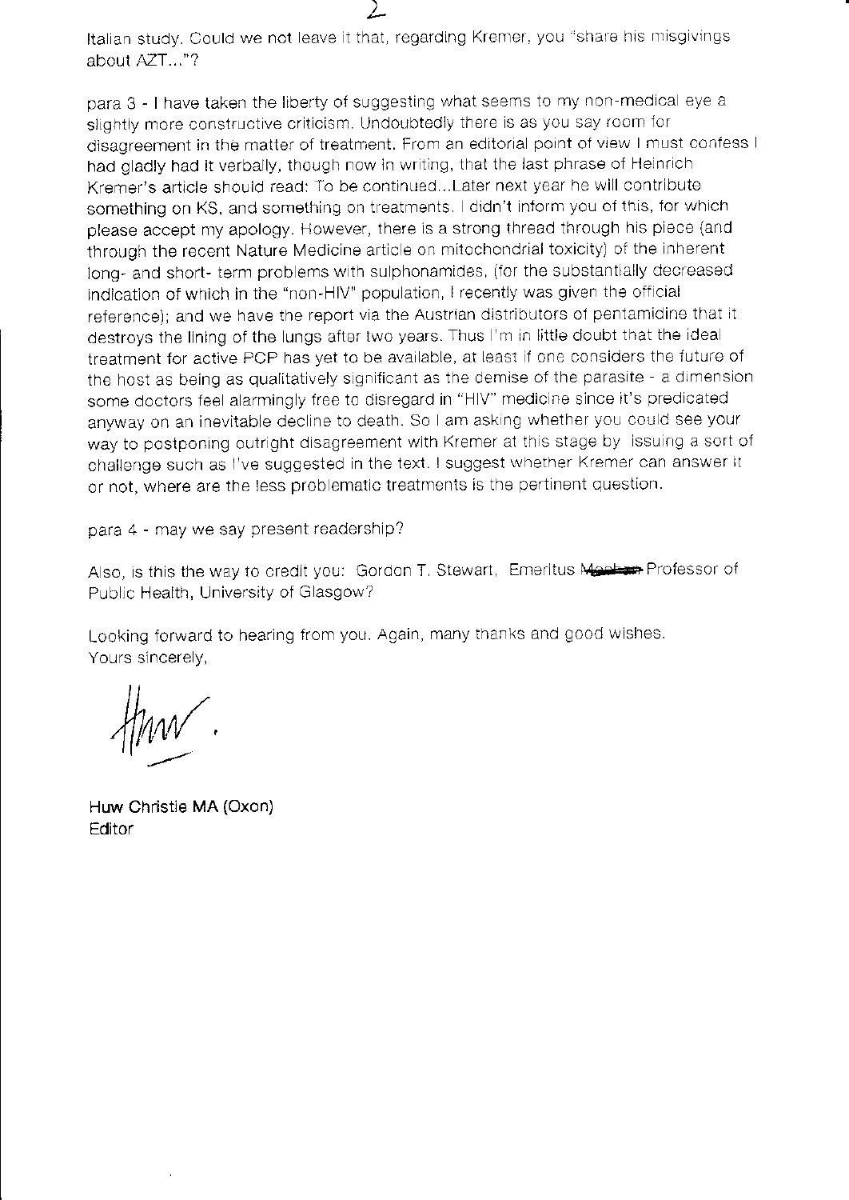Italian study. Could we not leave it that, regarding Kremer, you "share his misgivings about AZT..."?

para 3 - I have taken the liberty of suggesting what seems to my non-medical eye a slightly more constructive criticism. Undoubtedly there is as you say room for disagreement in the matter of treatment. From an editorial point of view I must confess I had gladly had it verbally, though now in writing, that the last phrase of Heinrich Kremer's article should read: To be continued...Later next year he will contribute something on KS, and something on treatments. I didn't inform you of this, for which please accept my apology. However, there is a strong thread through his piece (and through the recent Nature Medicine article on mitochondrial toxicity) of the inherent long- and short- term problems with sulphonamides, (for the substantially decreased indication of which in the "non-HIV" population, I recently was given the official reference); and we have the report via the Austrian distributors of pentamidine that it destroys the lining of the lungs after two years. Thus I'm in little doubt that the ideal treatment for active PCP has yet to be available, at least if one considers the future of the host as being as qualitatively significant as the demise of the parasite - a dimension some doctors feel alarmingly free to disregard in "HIV" medicine since it's predicated anyway on an inevitable decline to death. So I am asking whether you could see your way to postponing outright disagreement with Kremer at this stage by issuing a sort of challenge such as I've suggested in the text. I suggest whether Kremer can answer it or not, where are the less problematic treatments is the pertinent question.

para 4 - may we say present readership?

Also, is this the way to credit you: Gordon T. Stewart, Emeritus ~~Mechan~~ Professor of Public Health, University of Glasgow?

Looking forward to hearing from you. Again, many thanks and good wishes.
Yours sincerely,

Huw Christie MA (Oxon)
Editor